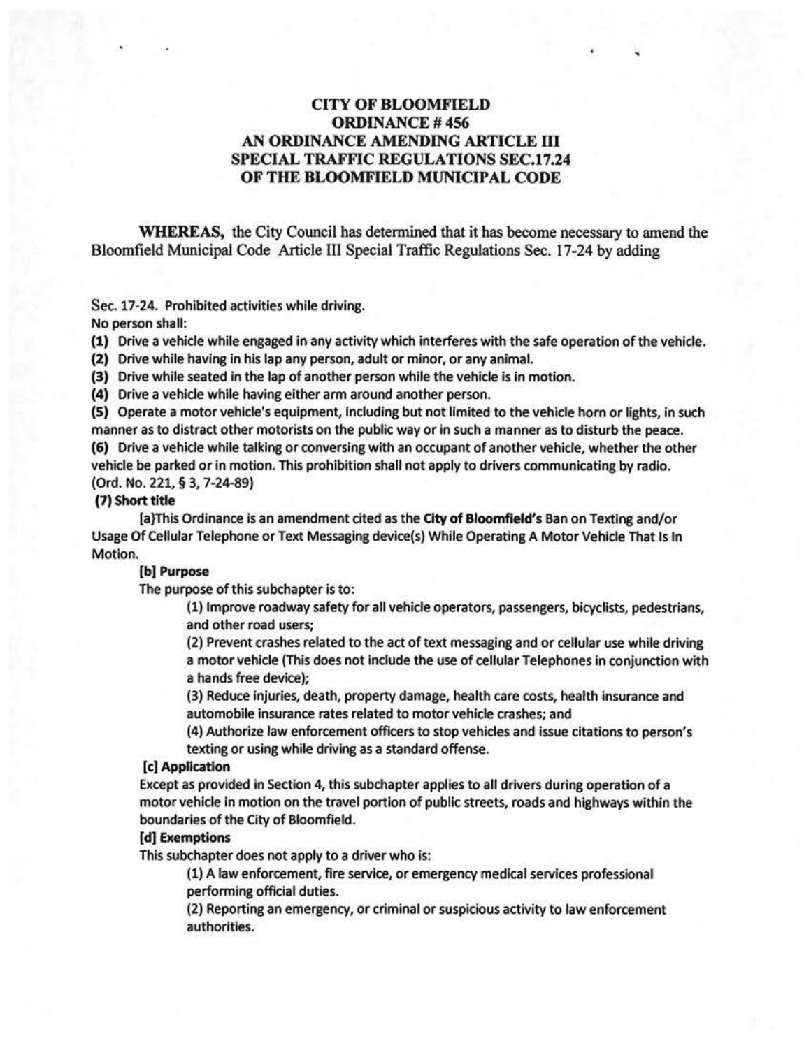# CITY OF BLOOMFIELD
# ORDINANCE # 456
# AN ORDINANCE AMENDING ARTICLE III SPECIAL TRAFFIC REGULATIONS SEC.17.24 OF THE BLOOMFIELD MUNICIPAL CODE

**WHEREAS,** the City Council has determined that it has become necessary to amend the Bloomfield Municipal Code Article III Special Traffic Regulations Sec. 17-24 by adding

Sec. 17-24. Prohibited activities while driving.

No person shall:

**(1)** Drive a vehicle while engaged in any activity which interferes with the safe operation of the vehicle.

**(2)** Drive while having in his lap any person, adult or minor, or any animal.

**(3)** Drive while seated in the lap of another person while the vehicle is in motion.

**(4)** Drive a vehicle while having either arm around another person.

**(5)** Operate a motor vehicle's equipment, including but not limited to the vehicle horn or lights, in such manner as to distract other motorists on the public way or in such a manner as to disturb the peace.

**(6)** Drive a vehicle while talking or conversing with an occupant of another vehicle, whether the other vehicle be parked or in motion. This prohibition shall not apply to drivers communicating by radio.

(Ord. No. 221, § 3, 7-24-89)

**(7) Short title**

[a]This Ordinance is an amendment cited as the **City of Bloomfield's** Ban on Texting and/or Usage Of Cellular Telephone or Text Messaging device(s) While Operating A Motor Vehicle That Is In Motion.

**[b] Purpose**

The purpose of this subchapter is to:

(1) Improve roadway safety for all vehicle operators, passengers, bicyclists, pedestrians, and other road users;

(2) Prevent crashes related to the act of text messaging and or cellular use while driving a motor vehicle (This does not include the use of cellular Telephones in conjunction with a hands free device);

(3) Reduce injuries, death, property damage, health care costs, health insurance and automobile insurance rates related to motor vehicle crashes; and

(4) Authorize law enforcement officers to stop vehicles and issue citations to person's texting or using while driving as a standard offense.

**[c] Application**

Except as provided in Section 4, this subchapter applies to all drivers during operation of a motor vehicle in motion on the travel portion of public streets, roads and highways within the boundaries of the City of Bloomfield.

**[d] Exemptions**

This subchapter does not apply to a driver who is:

(1) A law enforcement, fire service, or emergency medical services professional performing official duties.

(2) Reporting an emergency, or criminal or suspicious activity to law enforcement authorities.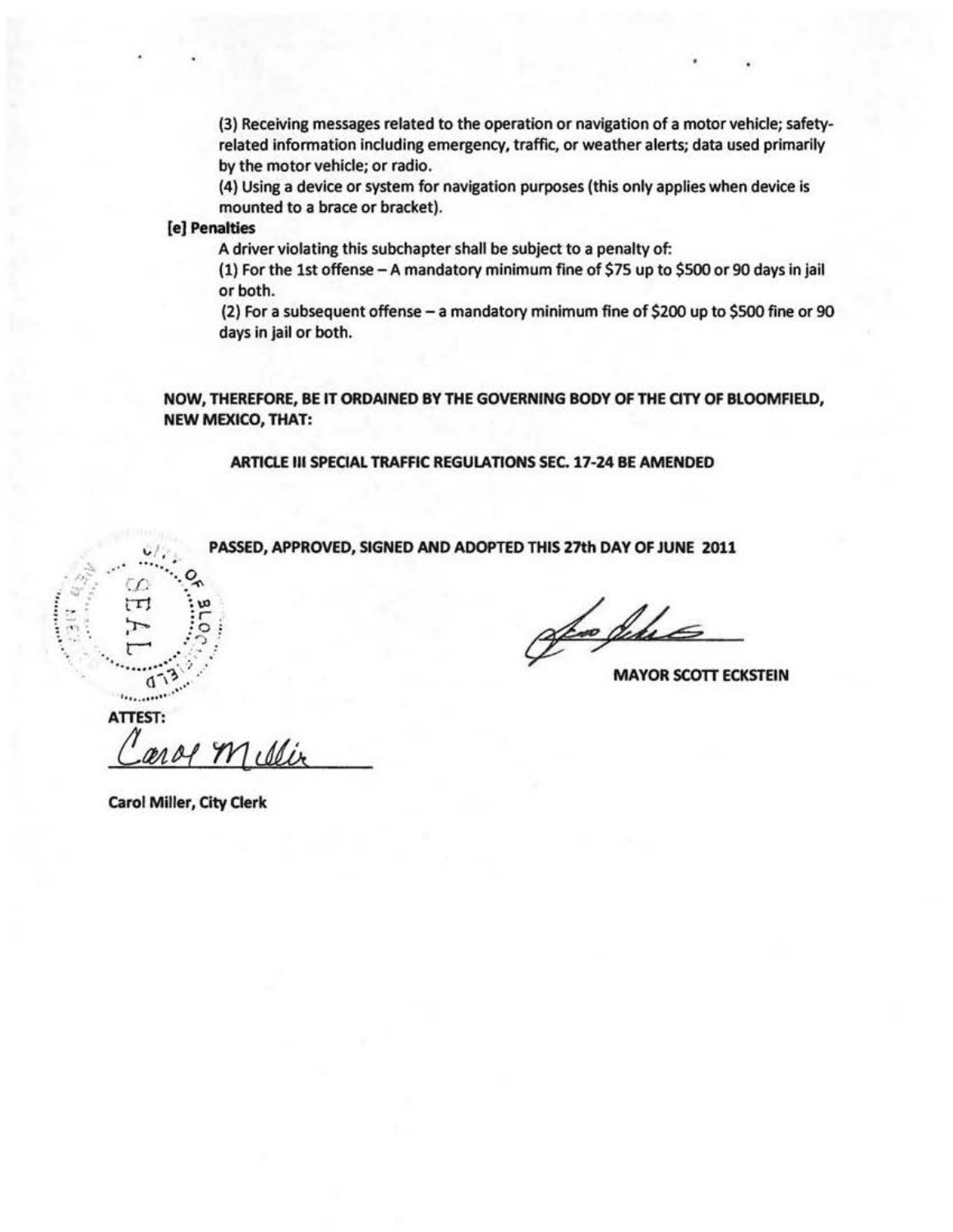(3) Receiving messages related to the operation or navigation of a motor vehicle; safety-related information including emergency, traffic, or weather alerts; data used primarily by the motor vehicle; or radio.

(4) Using a device or system for navigation purposes (this only applies when device is mounted to a brace or bracket).

**[e] Penalties**

A driver violating this subchapter shall be subject to a penalty of:

(1) For the 1st offense – A mandatory minimum fine of $75 up to $500 or 90 days in jail or both.

(2) For a subsequent offense – a mandatory minimum fine of $200 up to $500 fine or 90 days in jail or both.

**NOW, THEREFORE, BE IT ORDAINED BY THE GOVERNING BODY OF THE CITY OF BLOOMFIELD, NEW MEXICO, THAT:**

**ARTICLE III SPECIAL TRAFFIC REGULATIONS SEC. 17-24 BE AMENDED**

**PASSED, APPROVED, SIGNED AND ADOPTED THIS 27th DAY OF JUNE 2011**

**MAYOR SCOTT ECKSTEIN**

**ATTEST:**

**Carol Miller, City Clerk**